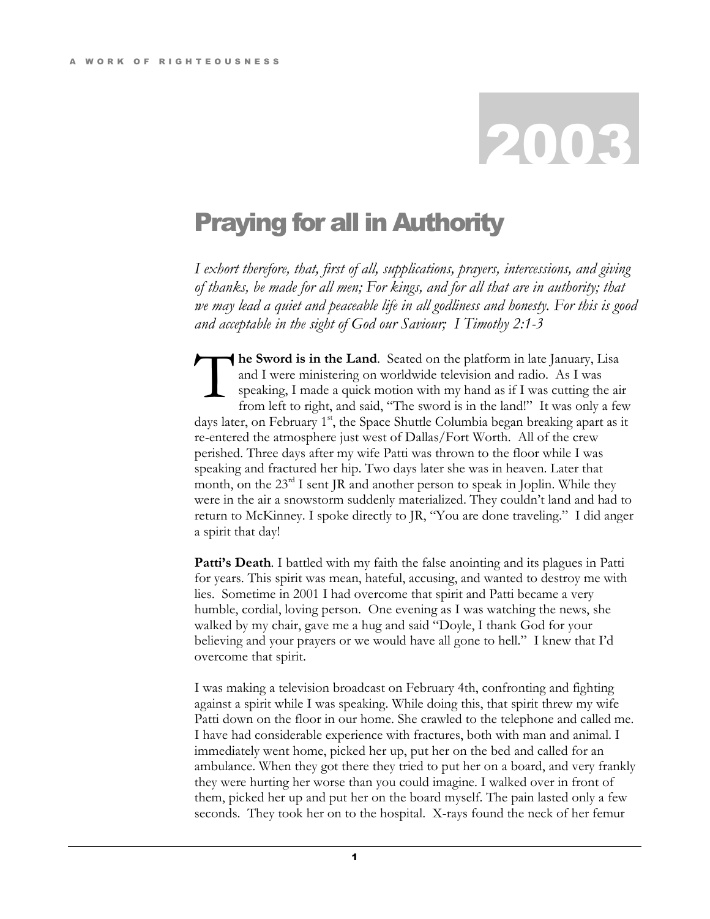# 2003

## Praying for all in Authority

*I exhort therefore, that, first of all, supplications, prayers, intercessions, and giving of thanks, be made for all men; For kings, and for all that are in authority; that we may lead a quiet and peaceable life in all godliness and honesty. For this is good and acceptable in the sight of God our Saviour; I Timothy 2:1-3*

**The Sword is in the Land**. Seated on the platform in late January, Lisa and I were ministering on worldwide television and radio. As I was speaking, I made a quick motion with my hand as if I was cutting the air from left to right, and said, "The sword is in the land!" It was only a few days later, on February 1st, the Space Shuttle Columbia began breaking apart as it re-entered the atmosphere just west of Dallas/Fort Worth. All of the crew perished. Three days after my wife Patti was thrown to the floor while I was speaking and fractured her hip. Two days later she was in heaven. Later that month, on the 23rd I sent JR and another person to speak in Joplin. While they were in the air a snowstorm suddenly materialized. They couldn't land and had to return to McKinney. I spoke directly to JR, "You are done traveling." I did anger a spirit that day!

**Patti's Death**. I battled with my faith the false anointing and its plagues in Patti for years. This spirit was mean, hateful, accusing, and wanted to destroy me with lies. Sometime in 2001 I had overcome that spirit and Patti became a very humble, cordial, loving person. One evening as I was watching the news, she walked by my chair, gave me a hug and said "Doyle, I thank God for your believing and your prayers or we would have all gone to hell." I knew that I'd overcome that spirit.

I was making a television broadcast on February 4th, confronting and fighting against a spirit while I was speaking. While doing this, that spirit threw my wife Patti down on the floor in our home. She crawled to the telephone and called me. I have had considerable experience with fractures, both with man and animal. I immediately went home, picked her up, put her on the bed and called for an ambulance. When they got there they tried to put her on a board, and very frankly they were hurting her worse than you could imagine. I walked over in front of them, picked her up and put her on the board myself. The pain lasted only a few seconds. They took her on to the hospital. X-rays found the neck of her femur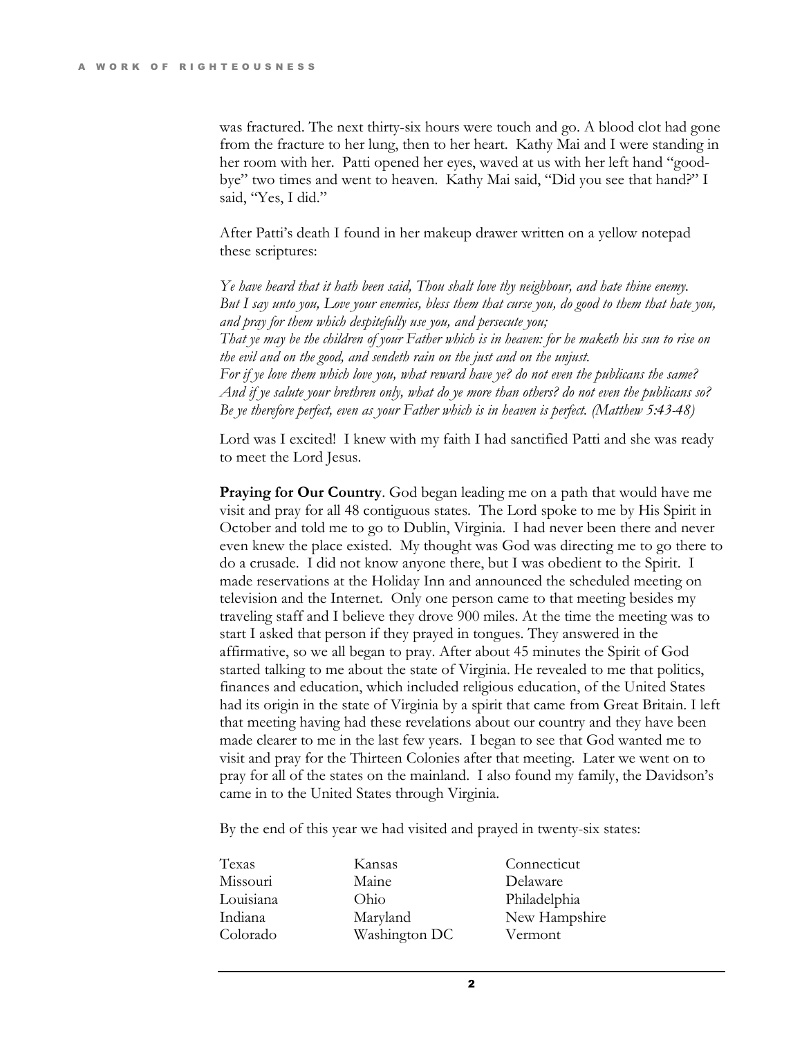was fractured. The next thirty-six hours were touch and go. A blood clot had gone from the fracture to her lung, then to her heart. Kathy Mai and I were standing in her room with her. Patti opened her eyes, waved at us with her left hand "good-bye" two times and went to heaven. Kathy Mai said, "Did you see that hand?" I said, "Yes, I did."

After Patti's death I found in her makeup drawer written on a yellow notepad these scriptures:

*Ye have heard that it hath been said, Thou shalt love thy neighbour, and hate thine enemy. But I say unto you, Love your enemies, bless them that curse you, do good to them that hate you, and pray for them which despitefully use you, and persecute you;*
*That ye may be the children of your Father which is in heaven: for he maketh his sun to rise on the evil and on the good, and sendeth rain on the just and on the unjust.*
*For if ye love them which love you, what reward have ye? do not even the publicans the same?*
*And if ye salute your brethren only, what do ye more than others? do not even the publicans so?*
*Be ye therefore perfect, even as your Father which is in heaven is perfect. (Matthew 5:43-48)*

Lord was I excited! I knew with my faith I had sanctified Patti and she was ready to meet the Lord Jesus.

**Praying for Our Country**. God began leading me on a path that would have me visit and pray for all 48 contiguous states. The Lord spoke to me by His Spirit in October and told me to go to Dublin, Virginia. I had never been there and never even knew the place existed. My thought was God was directing me to go there to do a crusade. I did not know anyone there, but I was obedient to the Spirit. I made reservations at the Holiday Inn and announced the scheduled meeting on television and the Internet. Only one person came to that meeting besides my traveling staff and I believe they drove 900 miles. At the time the meeting was to start I asked that person if they prayed in tongues. They answered in the affirmative, so we all began to pray. After about 45 minutes the Spirit of God started talking to me about the state of Virginia. He revealed to me that politics, finances and education, which included religious education, of the United States had its origin in the state of Virginia by a spirit that came from Great Britain. I left that meeting having had these revelations about our country and they have been made clearer to me in the last few years. I began to see that God wanted me to visit and pray for the Thirteen Colonies after that meeting. Later we went on to pray for all of the states on the mainland. I also found my family, the Davidson's came in to the United States through Virginia.

By the end of this year we had visited and prayed in twenty-six states:

| | | |
|---|---|---|
| Texas | Kansas | Connecticut |
| Missouri | Maine | Delaware |
| Louisiana | Ohio | Philadelphia |
| Indiana | Maryland | New Hampshire |
| Colorado | Washington DC | Vermont |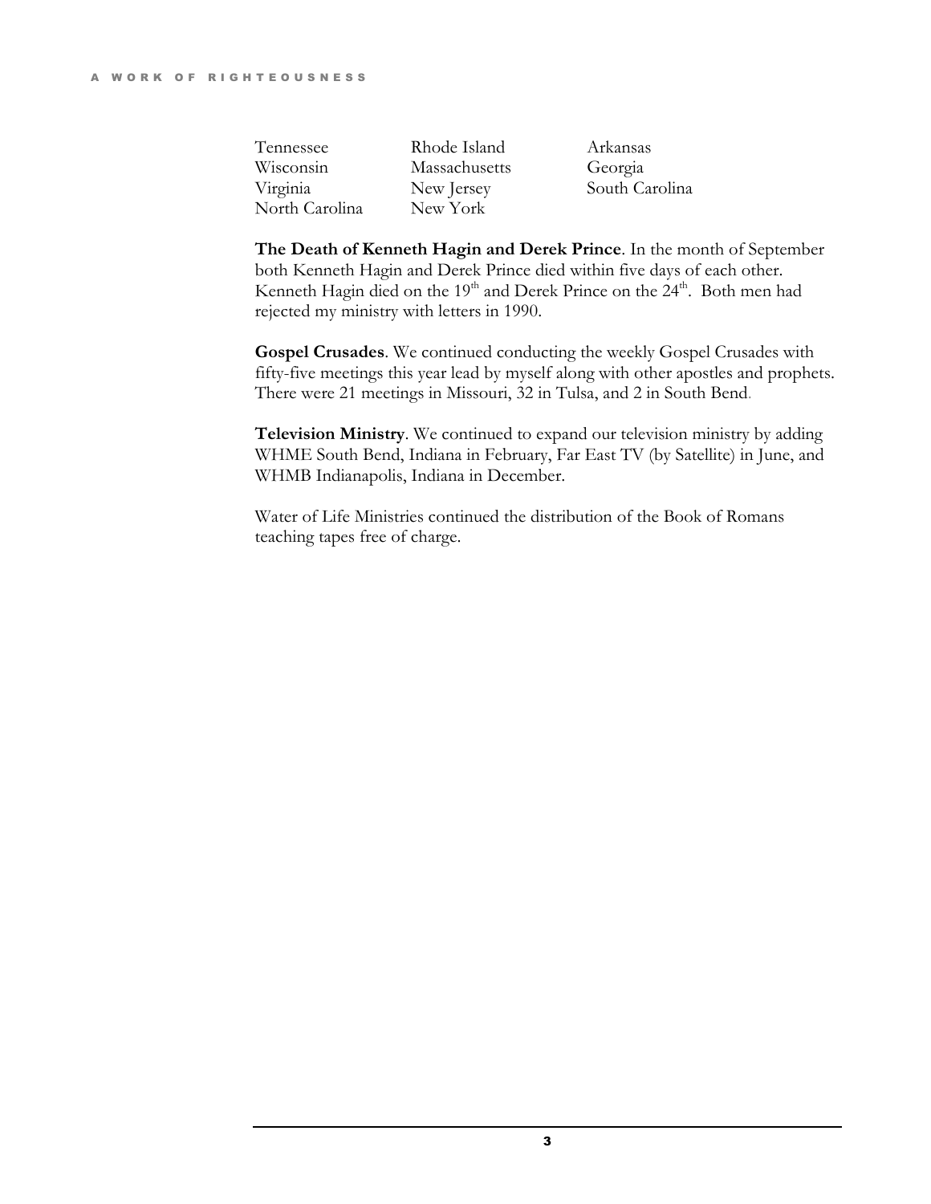| | | |
|---|---|---|
| Tennessee | Rhode Island | Arkansas |
| Wisconsin | Massachusetts | Georgia |
| Virginia | New Jersey | South Carolina |
| North Carolina | New York | |

**The Death of Kenneth Hagin and Derek Prince**. In the month of September both Kenneth Hagin and Derek Prince died within five days of each other. Kenneth Hagin died on the 19th and Derek Prince on the 24th. Both men had rejected my ministry with letters in 1990.

**Gospel Crusades**. We continued conducting the weekly Gospel Crusades with fifty-five meetings this year lead by myself along with other apostles and prophets. There were 21 meetings in Missouri, 32 in Tulsa, and 2 in South Bend.

**Television Ministry**. We continued to expand our television ministry by adding WHME South Bend, Indiana in February, Far East TV (by Satellite) in June, and WHMB Indianapolis, Indiana in December.

Water of Life Ministries continued the distribution of the Book of Romans teaching tapes free of charge.